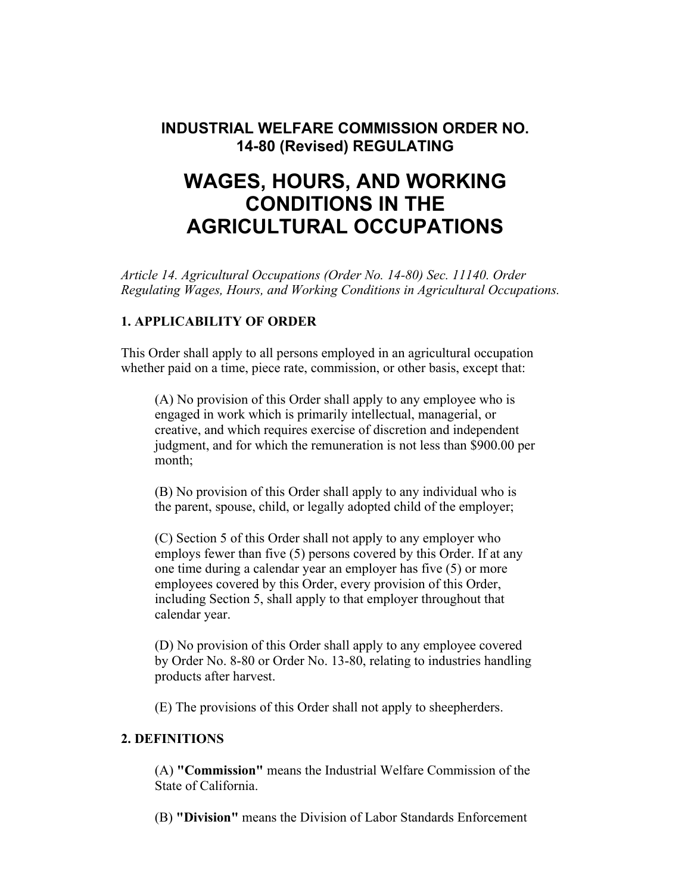### INDUSTRIAL WELFARE COMMISSION ORDER NO. 14-80 (Revised) REGULATING

# WAGES, HOURS, AND WORKING CONDITIONS IN THE AGRICULTURAL OCCUPATIONS

*Article 14. Agricultural Occupations (Order No. 14-80) Sec. 11140. Order Regulating Wages, Hours, and Working Conditions in Agricultural Occupations.*

## 1. APPLICABILITY OF ORDER

This Order shall apply to all persons employed in an agricultural occupation whether paid on a time, piece rate, commission, or other basis, except that:

(A) No provision of this Order shall apply to any employee who is engaged in work which is primarily intellectual, managerial, or creative, and which requires exercise of discretion and independent judgment, and for which the remuneration is not less than $900.00 per month;

(B) No provision of this Order shall apply to any individual who is the parent, spouse, child, or legally adopted child of the employer;

(C) Section 5 of this Order shall not apply to any employer who employs fewer than five (5) persons covered by this Order. If at any one time during a calendar year an employer has five (5) or more employees covered by this Order, every provision of this Order, including Section 5, shall apply to that employer throughout that calendar year.

(D) No provision of this Order shall apply to any employee covered by Order No. 8-80 or Order No. 13-80, relating to industries handling products after harvest.

(E) The provisions of this Order shall not apply to sheepherders.

## 2. DEFINITIONS

(A) **"Commission"** means the Industrial Welfare Commission of the State of California.

(B) **"Division"** means the Division of Labor Standards Enforcement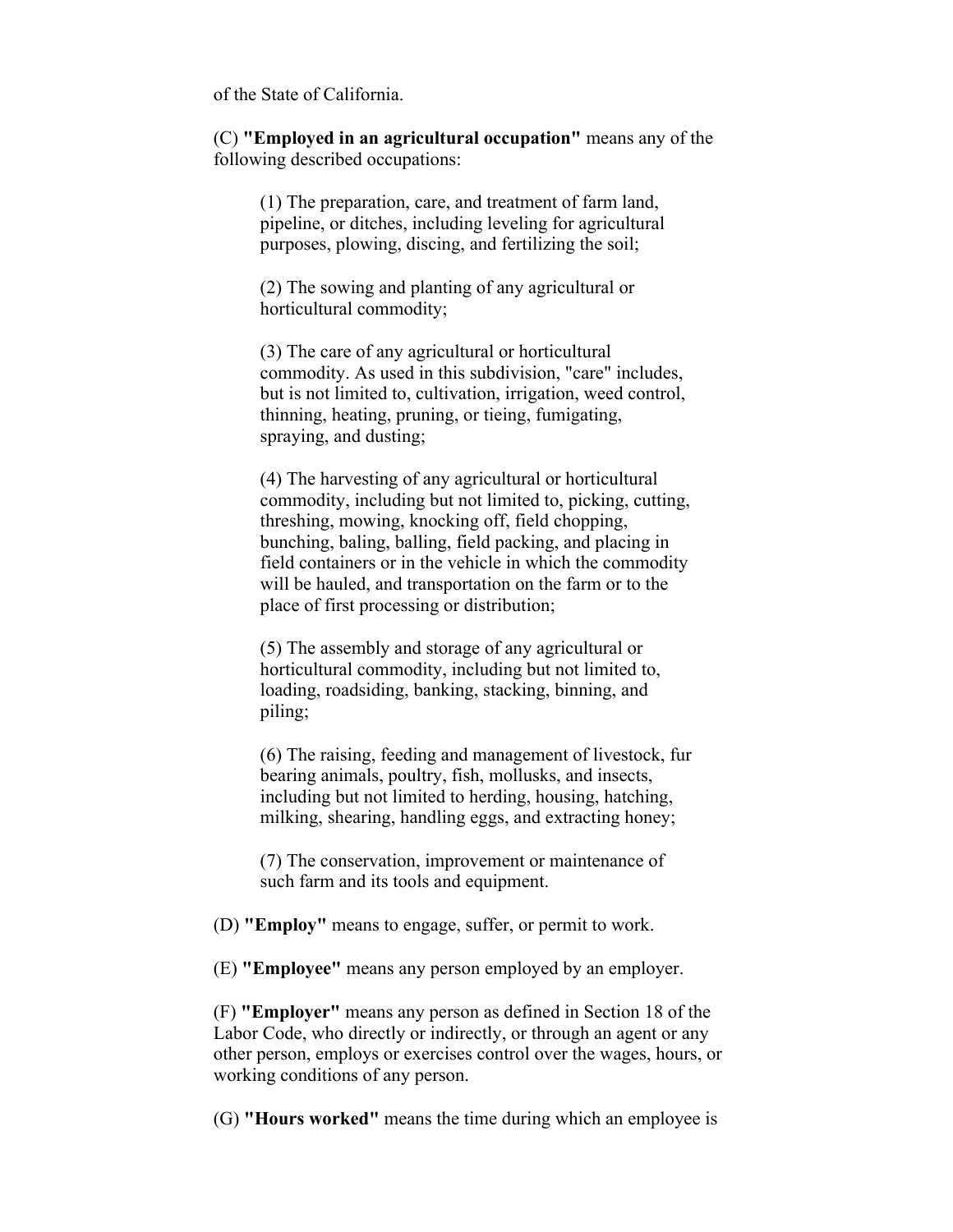of the State of California.

(C) **"Employed in an agricultural occupation"** means any of the following described occupations:

> (1) The preparation, care, and treatment of farm land, pipeline, or ditches, including leveling for agricultural purposes, plowing, discing, and fertilizing the soil;
>
> (2) The sowing and planting of any agricultural or horticultural commodity;
>
> (3) The care of any agricultural or horticultural commodity. As used in this subdivision, "care" includes, but is not limited to, cultivation, irrigation, weed control, thinning, heating, pruning, or tieing, fumigating, spraying, and dusting;
>
> (4) The harvesting of any agricultural or horticultural commodity, including but not limited to, picking, cutting, threshing, mowing, knocking off, field chopping, bunching, baling, balling, field packing, and placing in field containers or in the vehicle in which the commodity will be hauled, and transportation on the farm or to the place of first processing or distribution;
>
> (5) The assembly and storage of any agricultural or horticultural commodity, including but not limited to, loading, roadsiding, banking, stacking, binning, and piling;
>
> (6) The raising, feeding and management of livestock, fur bearing animals, poultry, fish, mollusks, and insects, including but not limited to herding, housing, hatching, milking, shearing, handling eggs, and extracting honey;
>
> (7) The conservation, improvement or maintenance of such farm and its tools and equipment.

(D) **"Employ"** means to engage, suffer, or permit to work.

(E) **"Employee"** means any person employed by an employer.

(F) **"Employer"** means any person as defined in Section 18 of the Labor Code, who directly or indirectly, or through an agent or any other person, employs or exercises control over the wages, hours, or working conditions of any person.

(G) **"Hours worked"** means the time during which an employee is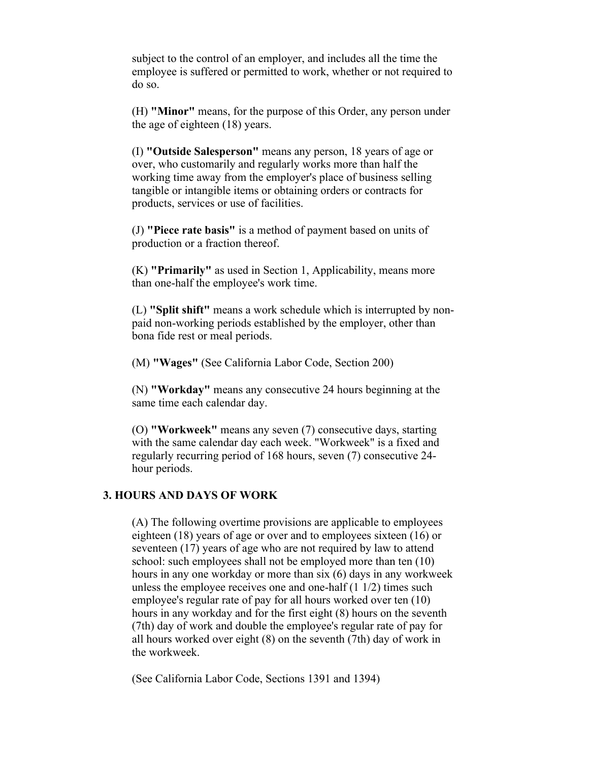subject to the control of an employer, and includes all the time the employee is suffered or permitted to work, whether or not required to do so.

(H) **"Minor"** means, for the purpose of this Order, any person under the age of eighteen (18) years.

(I) **"Outside Salesperson"** means any person, 18 years of age or over, who customarily and regularly works more than half the working time away from the employer's place of business selling tangible or intangible items or obtaining orders or contracts for products, services or use of facilities.

(J) **"Piece rate basis"** is a method of payment based on units of production or a fraction thereof.

(K) **"Primarily"** as used in Section 1, Applicability, means more than one-half the employee's work time.

(L) **"Split shift"** means a work schedule which is interrupted by non-paid non-working periods established by the employer, other than bona fide rest or meal periods.

(M) **"Wages"** (See California Labor Code, Section 200)

(N) **"Workday"** means any consecutive 24 hours beginning at the same time each calendar day.

(O) **"Workweek"** means any seven (7) consecutive days, starting with the same calendar day each week. "Workweek" is a fixed and regularly recurring period of 168 hours, seven (7) consecutive 24-hour periods.

### 3. HOURS AND DAYS OF WORK

(A) The following overtime provisions are applicable to employees eighteen (18) years of age or over and to employees sixteen (16) or seventeen (17) years of age who are not required by law to attend school: such employees shall not be employed more than ten (10) hours in any one workday or more than six (6) days in any workweek unless the employee receives one and one-half (1 1/2) times such employee's regular rate of pay for all hours worked over ten (10) hours in any workday and for the first eight (8) hours on the seventh (7th) day of work and double the employee's regular rate of pay for all hours worked over eight (8) on the seventh (7th) day of work in the workweek.

(See California Labor Code, Sections 1391 and 1394)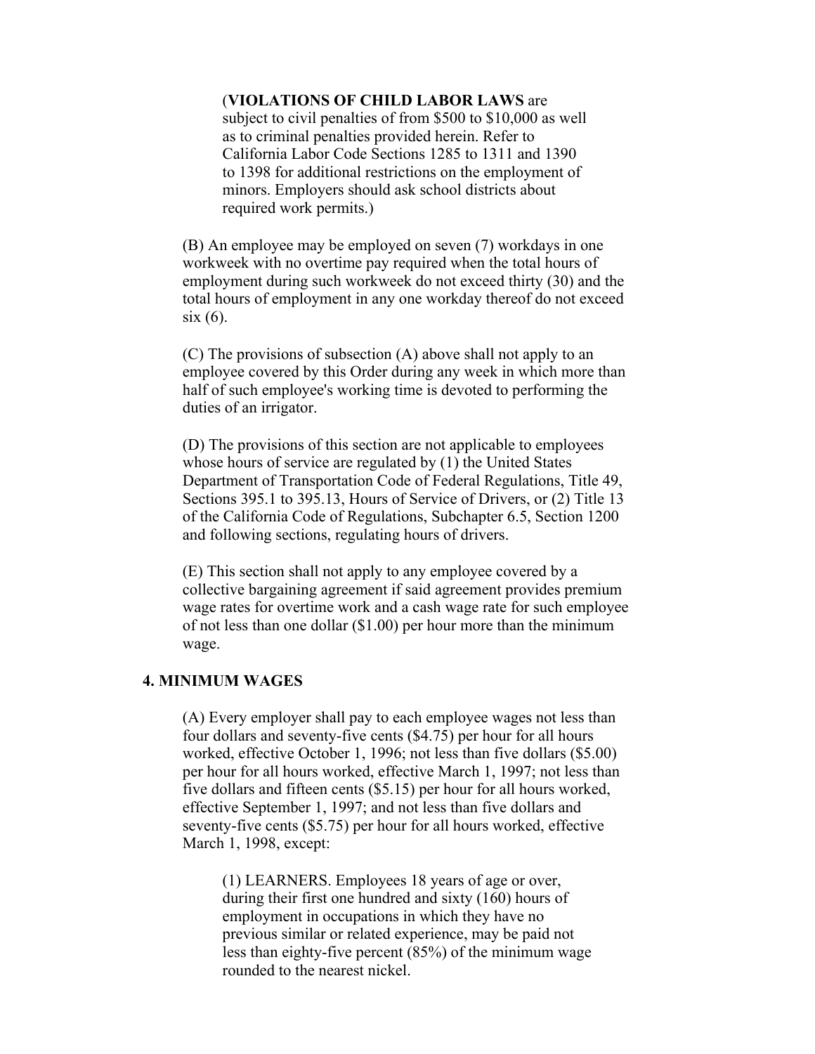(**VIOLATIONS OF CHILD LABOR LAWS** are subject to civil penalties of from $500 to $10,000 as well as to criminal penalties provided herein. Refer to California Labor Code Sections 1285 to 1311 and 1390 to 1398 for additional restrictions on the employment of minors. Employers should ask school districts about required work permits.)

(B) An employee may be employed on seven (7) workdays in one workweek with no overtime pay required when the total hours of employment during such workweek do not exceed thirty (30) and the total hours of employment in any one workday thereof do not exceed six (6).

(C) The provisions of subsection (A) above shall not apply to an employee covered by this Order during any week in which more than half of such employee's working time is devoted to performing the duties of an irrigator.

(D) The provisions of this section are not applicable to employees whose hours of service are regulated by (1) the United States Department of Transportation Code of Federal Regulations, Title 49, Sections 395.1 to 395.13, Hours of Service of Drivers, or (2) Title 13 of the California Code of Regulations, Subchapter 6.5, Section 1200 and following sections, regulating hours of drivers.

(E) This section shall not apply to any employee covered by a collective bargaining agreement if said agreement provides premium wage rates for overtime work and a cash wage rate for such employee of not less than one dollar ($1.00) per hour more than the minimum wage.

## 4. MINIMUM WAGES

(A) Every employer shall pay to each employee wages not less than four dollars and seventy-five cents ($4.75) per hour for all hours worked, effective October 1, 1996; not less than five dollars ($5.00) per hour for all hours worked, effective March 1, 1997; not less than five dollars and fifteen cents ($5.15) per hour for all hours worked, effective September 1, 1997; and not less than five dollars and seventy-five cents ($5.75) per hour for all hours worked, effective March 1, 1998, except:

(1) LEARNERS. Employees 18 years of age or over, during their first one hundred and sixty (160) hours of employment in occupations in which they have no previous similar or related experience, may be paid not less than eighty-five percent (85%) of the minimum wage rounded to the nearest nickel.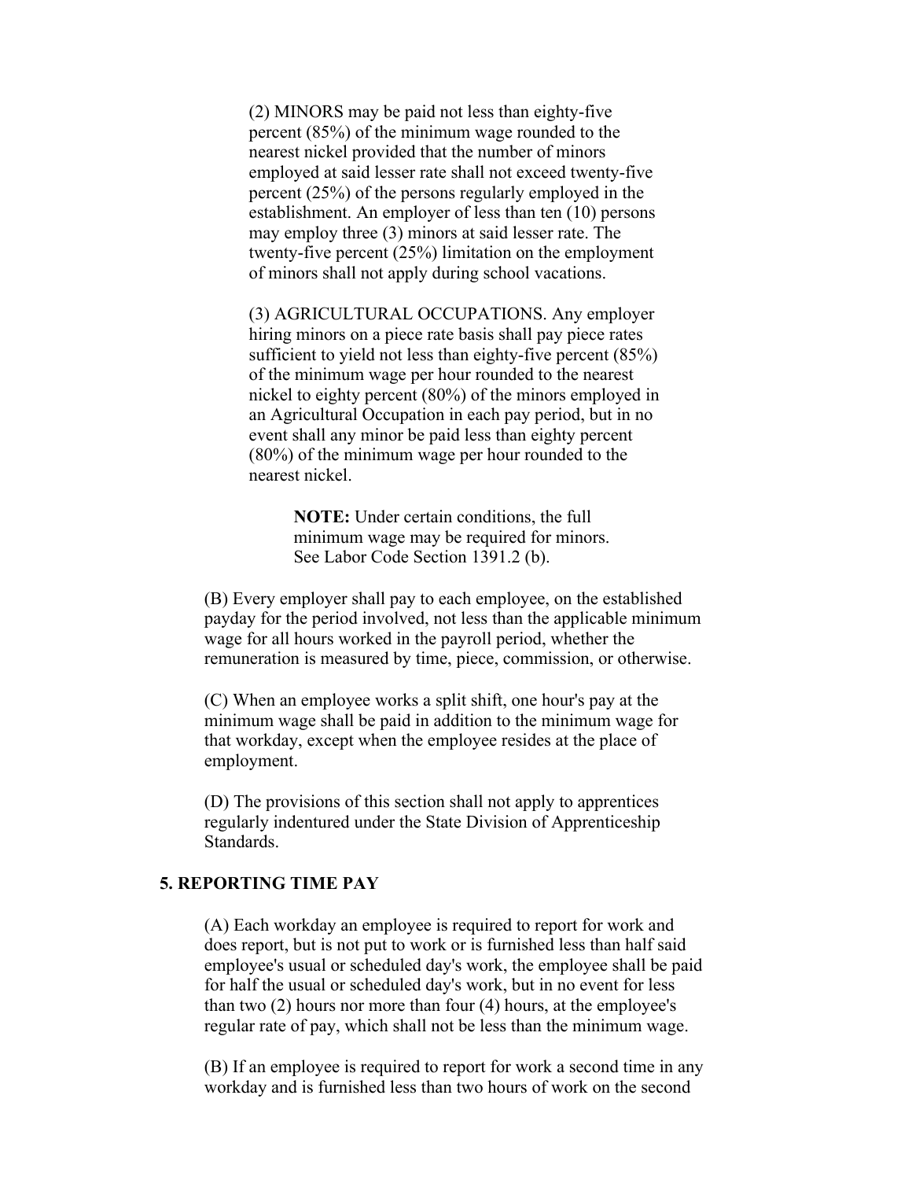(2) MINORS may be paid not less than eighty-five percent (85%) of the minimum wage rounded to the nearest nickel provided that the number of minors employed at said lesser rate shall not exceed twenty-five percent (25%) of the persons regularly employed in the establishment. An employer of less than ten (10) persons may employ three (3) minors at said lesser rate. The twenty-five percent (25%) limitation on the employment of minors shall not apply during school vacations.

(3) AGRICULTURAL OCCUPATIONS. Any employer hiring minors on a piece rate basis shall pay piece rates sufficient to yield not less than eighty-five percent (85%) of the minimum wage per hour rounded to the nearest nickel to eighty percent (80%) of the minors employed in an Agricultural Occupation in each pay period, but in no event shall any minor be paid less than eighty percent (80%) of the minimum wage per hour rounded to the nearest nickel.

> **NOTE:** Under certain conditions, the full minimum wage may be required for minors. See Labor Code Section 1391.2 (b).

(B) Every employer shall pay to each employee, on the established payday for the period involved, not less than the applicable minimum wage for all hours worked in the payroll period, whether the remuneration is measured by time, piece, commission, or otherwise.

(C) When an employee works a split shift, one hour's pay at the minimum wage shall be paid in addition to the minimum wage for that workday, except when the employee resides at the place of employment.

(D) The provisions of this section shall not apply to apprentices regularly indentured under the State Division of Apprenticeship Standards.

## 5. REPORTING TIME PAY

(A) Each workday an employee is required to report for work and does report, but is not put to work or is furnished less than half said employee's usual or scheduled day's work, the employee shall be paid for half the usual or scheduled day's work, but in no event for less than two (2) hours nor more than four (4) hours, at the employee's regular rate of pay, which shall not be less than the minimum wage.

(B) If an employee is required to report for work a second time in any workday and is furnished less than two hours of work on the second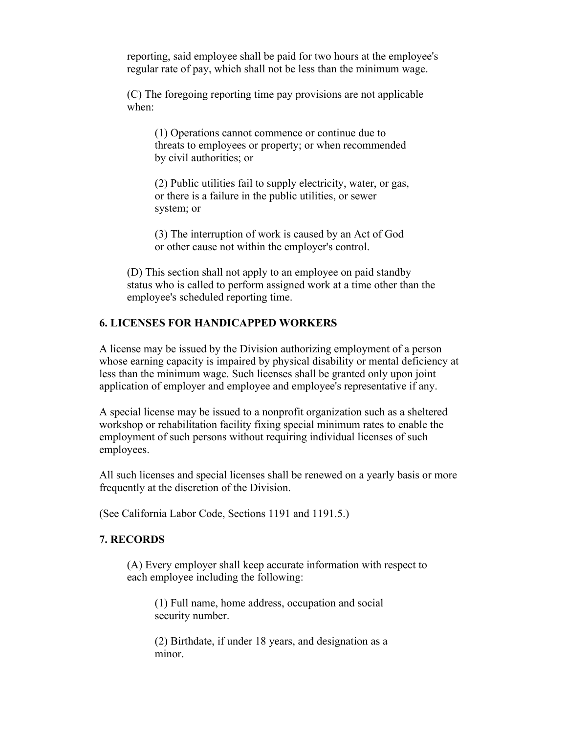reporting, said employee shall be paid for two hours at the employee's regular rate of pay, which shall not be less than the minimum wage.

(C) The foregoing reporting time pay provisions are not applicable when:

(1) Operations cannot commence or continue due to threats to employees or property; or when recommended by civil authorities; or

(2) Public utilities fail to supply electricity, water, or gas, or there is a failure in the public utilities, or sewer system; or

(3) The interruption of work is caused by an Act of God or other cause not within the employer's control.

(D) This section shall not apply to an employee on paid standby status who is called to perform assigned work at a time other than the employee's scheduled reporting time.

### 6. LICENSES FOR HANDICAPPED WORKERS

A license may be issued by the Division authorizing employment of a person whose earning capacity is impaired by physical disability or mental deficiency at less than the minimum wage. Such licenses shall be granted only upon joint application of employer and employee and employee's representative if any.

A special license may be issued to a nonprofit organization such as a sheltered workshop or rehabilitation facility fixing special minimum rates to enable the employment of such persons without requiring individual licenses of such employees.

All such licenses and special licenses shall be renewed on a yearly basis or more frequently at the discretion of the Division.

(See California Labor Code, Sections 1191 and 1191.5.)

### 7. RECORDS

(A) Every employer shall keep accurate information with respect to each employee including the following:

(1) Full name, home address, occupation and social security number.

(2) Birthdate, if under 18 years, and designation as a minor.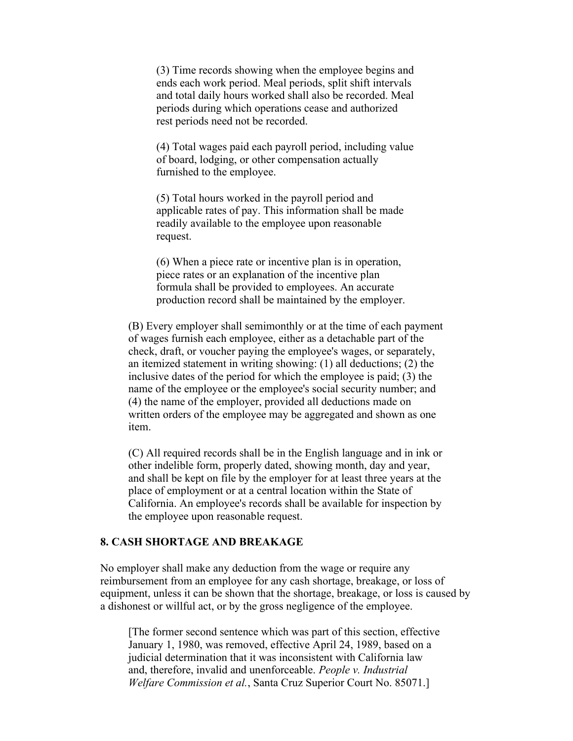(3) Time records showing when the employee begins and ends each work period. Meal periods, split shift intervals and total daily hours worked shall also be recorded. Meal periods during which operations cease and authorized rest periods need not be recorded.

(4) Total wages paid each payroll period, including value of board, lodging, or other compensation actually furnished to the employee.

(5) Total hours worked in the payroll period and applicable rates of pay. This information shall be made readily available to the employee upon reasonable request.

(6) When a piece rate or incentive plan is in operation, piece rates or an explanation of the incentive plan formula shall be provided to employees. An accurate production record shall be maintained by the employer.

(B) Every employer shall semimonthly or at the time of each payment of wages furnish each employee, either as a detachable part of the check, draft, or voucher paying the employee's wages, or separately, an itemized statement in writing showing: (1) all deductions; (2) the inclusive dates of the period for which the employee is paid; (3) the name of the employee or the employee's social security number; and (4) the name of the employer, provided all deductions made on written orders of the employee may be aggregated and shown as one item.

(C) All required records shall be in the English language and in ink or other indelible form, properly dated, showing month, day and year, and shall be kept on file by the employer for at least three years at the place of employment or at a central location within the State of California. An employee's records shall be available for inspection by the employee upon reasonable request.

### 8. CASH SHORTAGE AND BREAKAGE

No employer shall make any deduction from the wage or require any reimbursement from an employee for any cash shortage, breakage, or loss of equipment, unless it can be shown that the shortage, breakage, or loss is caused by a dishonest or willful act, or by the gross negligence of the employee.

[The former second sentence which was part of this section, effective January 1, 1980, was removed, effective April 24, 1989, based on a judicial determination that it was inconsistent with California law and, therefore, invalid and unenforceable. *People v. Industrial Welfare Commission et al.*, Santa Cruz Superior Court No. 85071.]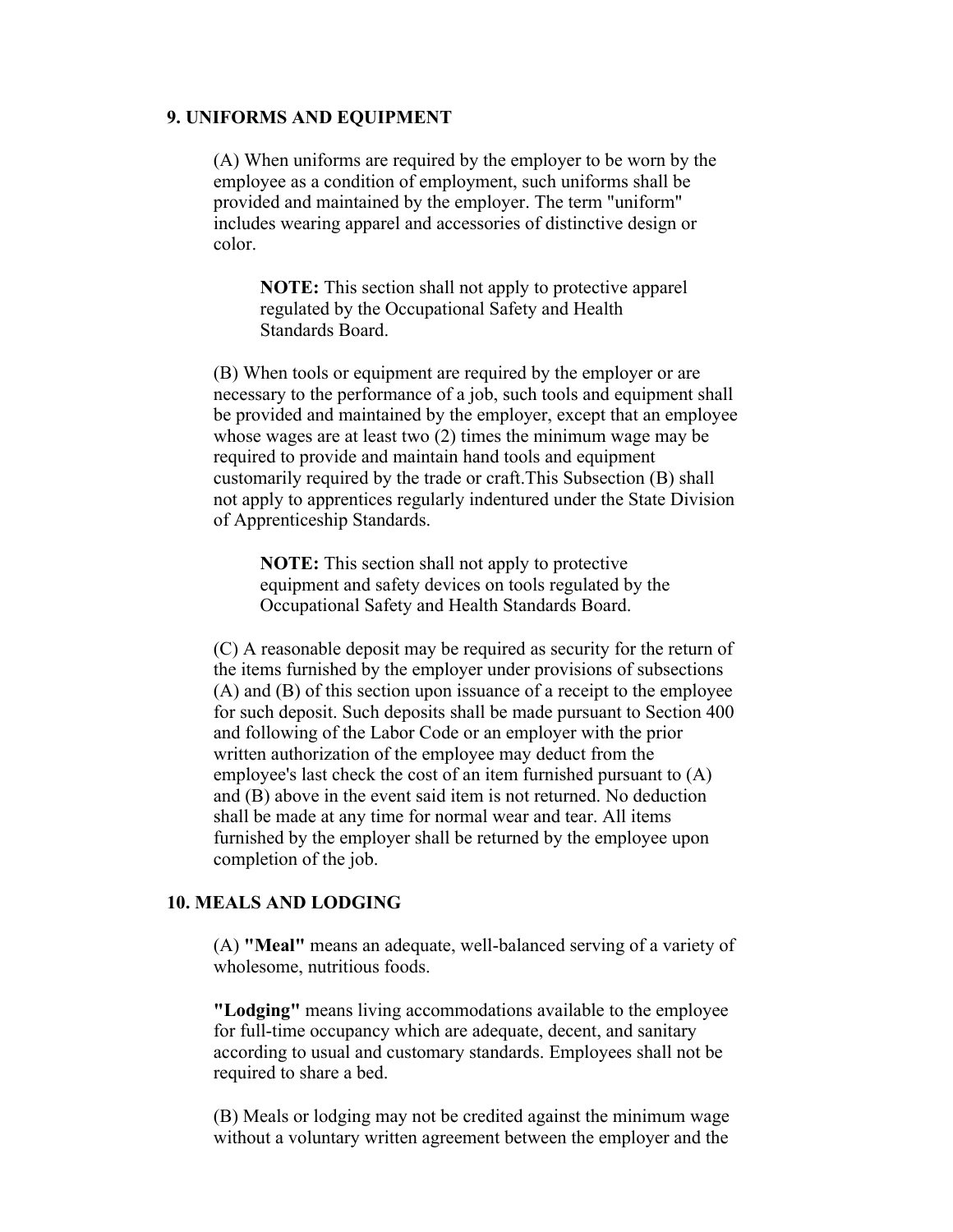## 9. UNIFORMS AND EQUIPMENT

(A) When uniforms are required by the employer to be worn by the employee as a condition of employment, such uniforms shall be provided and maintained by the employer. The term "uniform" includes wearing apparel and accessories of distinctive design or color.

> **NOTE:** This section shall not apply to protective apparel regulated by the Occupational Safety and Health Standards Board.

(B) When tools or equipment are required by the employer or are necessary to the performance of a job, such tools and equipment shall be provided and maintained by the employer, except that an employee whose wages are at least two (2) times the minimum wage may be required to provide and maintain hand tools and equipment customarily required by the trade or craft.This Subsection (B) shall not apply to apprentices regularly indentured under the State Division of Apprenticeship Standards.

> **NOTE:** This section shall not apply to protective equipment and safety devices on tools regulated by the Occupational Safety and Health Standards Board.

(C) A reasonable deposit may be required as security for the return of the items furnished by the employer under provisions of subsections (A) and (B) of this section upon issuance of a receipt to the employee for such deposit. Such deposits shall be made pursuant to Section 400 and following of the Labor Code or an employer with the prior written authorization of the employee may deduct from the employee's last check the cost of an item furnished pursuant to (A) and (B) above in the event said item is not returned. No deduction shall be made at any time for normal wear and tear. All items furnished by the employer shall be returned by the employee upon completion of the job.

## 10. MEALS AND LODGING

(A) **"Meal"** means an adequate, well-balanced serving of a variety of wholesome, nutritious foods.

**"Lodging"** means living accommodations available to the employee for full-time occupancy which are adequate, decent, and sanitary according to usual and customary standards. Employees shall not be required to share a bed.

(B) Meals or lodging may not be credited against the minimum wage without a voluntary written agreement between the employer and the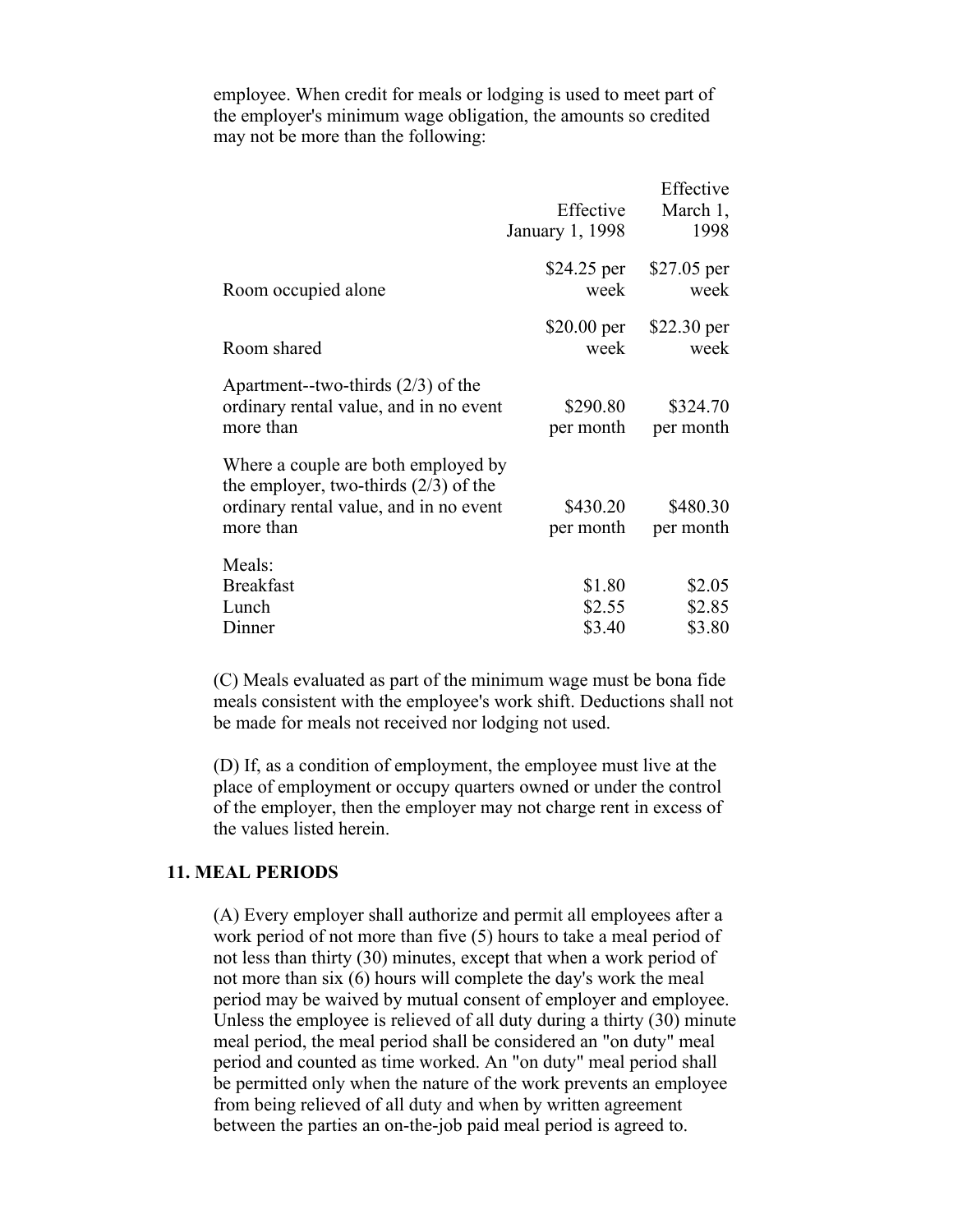employee. When credit for meals or lodging is used to meet part of the employer's minimum wage obligation, the amounts so credited may not be more than the following:

| | Effective January 1, 1998 | Effective March 1, 1998 |
|---|---|---|
| Room occupied alone | $24.25 per week | $27.05 per week |
| Room shared | $20.00 per week | $22.30 per week |
| Apartment--two-thirds (2/3) of the ordinary rental value, and in no event more than | $290.80 per month | $324.70 per month |
| Where a couple are both employed by the employer, two-thirds (2/3) of the ordinary rental value, and in no event more than | $430.20 per month | $480.30 per month |
| Meals: | | |
| Breakfast | $1.80 | $2.05 |
| Lunch | $2.55 | $2.85 |
| Dinner | $3.40 | $3.80 |

(C) Meals evaluated as part of the minimum wage must be bona fide meals consistent with the employee's work shift. Deductions shall not be made for meals not received nor lodging not used.

(D) If, as a condition of employment, the employee must live at the place of employment or occupy quarters owned or under the control of the employer, then the employer may not charge rent in excess of the values listed herein.

## 11. MEAL PERIODS

(A) Every employer shall authorize and permit all employees after a work period of not more than five (5) hours to take a meal period of not less than thirty (30) minutes, except that when a work period of not more than six (6) hours will complete the day's work the meal period may be waived by mutual consent of employer and employee. Unless the employee is relieved of all duty during a thirty (30) minute meal period, the meal period shall be considered an "on duty" meal period and counted as time worked. An "on duty" meal period shall be permitted only when the nature of the work prevents an employee from being relieved of all duty and when by written agreement between the parties an on-the-job paid meal period is agreed to.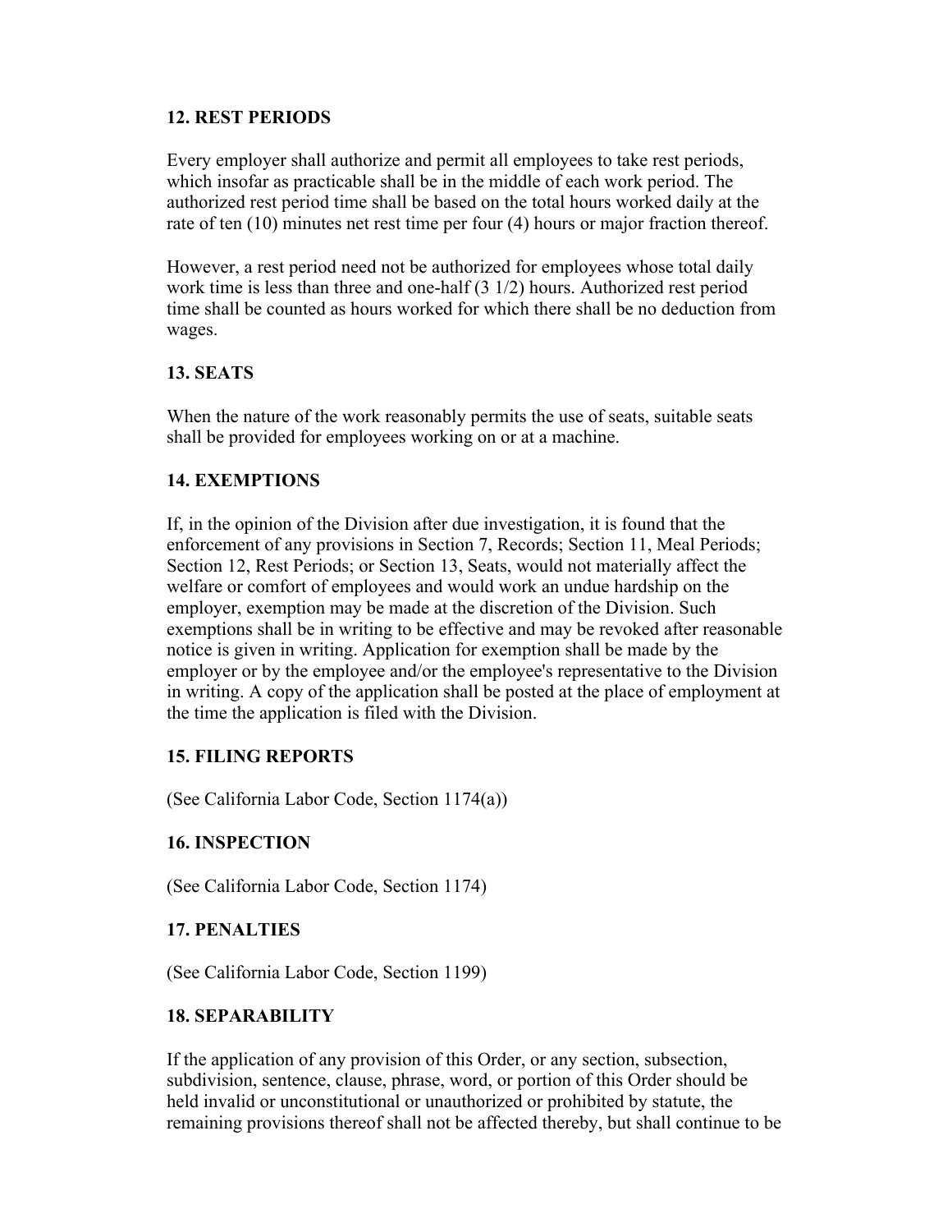### 12. REST PERIODS

Every employer shall authorize and permit all employees to take rest periods, which insofar as practicable shall be in the middle of each work period. The authorized rest period time shall be based on the total hours worked daily at the rate of ten (10) minutes net rest time per four (4) hours or major fraction thereof.

However, a rest period need not be authorized for employees whose total daily work time is less than three and one-half (3 1/2) hours. Authorized rest period time shall be counted as hours worked for which there shall be no deduction from wages.

### 13. SEATS

When the nature of the work reasonably permits the use of seats, suitable seats shall be provided for employees working on or at a machine.

### 14. EXEMPTIONS

If, in the opinion of the Division after due investigation, it is found that the enforcement of any provisions in Section 7, Records; Section 11, Meal Periods; Section 12, Rest Periods; or Section 13, Seats, would not materially affect the welfare or comfort of employees and would work an undue hardship on the employer, exemption may be made at the discretion of the Division. Such exemptions shall be in writing to be effective and may be revoked after reasonable notice is given in writing. Application for exemption shall be made by the employer or by the employee and/or the employee's representative to the Division in writing. A copy of the application shall be posted at the place of employment at the time the application is filed with the Division.

### 15. FILING REPORTS

(See California Labor Code, Section 1174(a))

### 16. INSPECTION

(See California Labor Code, Section 1174)

### 17. PENALTIES

(See California Labor Code, Section 1199)

### 18. SEPARABILITY

If the application of any provision of this Order, or any section, subsection, subdivision, sentence, clause, phrase, word, or portion of this Order should be held invalid or unconstitutional or unauthorized or prohibited by statute, the remaining provisions thereof shall not be affected thereby, but shall continue to be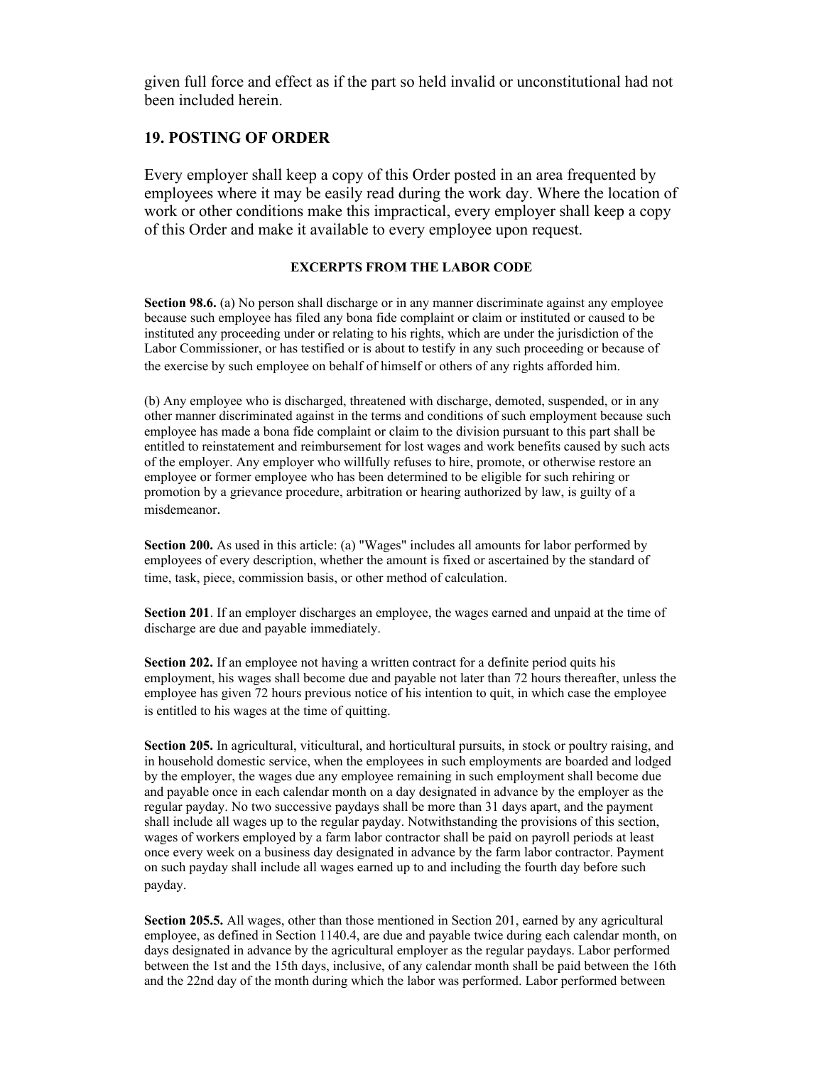given full force and effect as if the part so held invalid or unconstitutional had not been included herein.

## 19. POSTING OF ORDER

Every employer shall keep a copy of this Order posted in an area frequented by employees where it may be easily read during the work day. Where the location of work or other conditions make this impractical, every employer shall keep a copy of this Order and make it available to every employee upon request.

### EXCERPTS FROM THE LABOR CODE

**Section 98.6.** (a) No person shall discharge or in any manner discriminate against any employee because such employee has filed any bona fide complaint or claim or instituted or caused to be instituted any proceeding under or relating to his rights, which are under the jurisdiction of the Labor Commissioner, or has testified or is about to testify in any such proceeding or because of the exercise by such employee on behalf of himself or others of any rights afforded him.

(b) Any employee who is discharged, threatened with discharge, demoted, suspended, or in any other manner discriminated against in the terms and conditions of such employment because such employee has made a bona fide complaint or claim to the division pursuant to this part shall be entitled to reinstatement and reimbursement for lost wages and work benefits caused by such acts of the employer. Any employer who willfully refuses to hire, promote, or otherwise restore an employee or former employee who has been determined to be eligible for such rehiring or promotion by a grievance procedure, arbitration or hearing authorized by law, is guilty of a misdemeanor.

**Section 200.** As used in this article: (a) "Wages" includes all amounts for labor performed by employees of every description, whether the amount is fixed or ascertained by the standard of time, task, piece, commission basis, or other method of calculation.

**Section 201**. If an employer discharges an employee, the wages earned and unpaid at the time of discharge are due and payable immediately.

**Section 202.** If an employee not having a written contract for a definite period quits his employment, his wages shall become due and payable not later than 72 hours thereafter, unless the employee has given 72 hours previous notice of his intention to quit, in which case the employee is entitled to his wages at the time of quitting.

**Section 205.** In agricultural, viticultural, and horticultural pursuits, in stock or poultry raising, and in household domestic service, when the employees in such employments are boarded and lodged by the employer, the wages due any employee remaining in such employment shall become due and payable once in each calendar month on a day designated in advance by the employer as the regular payday. No two successive paydays shall be more than 31 days apart, and the payment shall include all wages up to the regular payday. Notwithstanding the provisions of this section, wages of workers employed by a farm labor contractor shall be paid on payroll periods at least once every week on a business day designated in advance by the farm labor contractor. Payment on such payday shall include all wages earned up to and including the fourth day before such payday.

**Section 205.5.** All wages, other than those mentioned in Section 201, earned by any agricultural employee, as defined in Section 1140.4, are due and payable twice during each calendar month, on days designated in advance by the agricultural employer as the regular paydays. Labor performed between the 1st and the 15th days, inclusive, of any calendar month shall be paid between the 16th and the 22nd day of the month during which the labor was performed. Labor performed between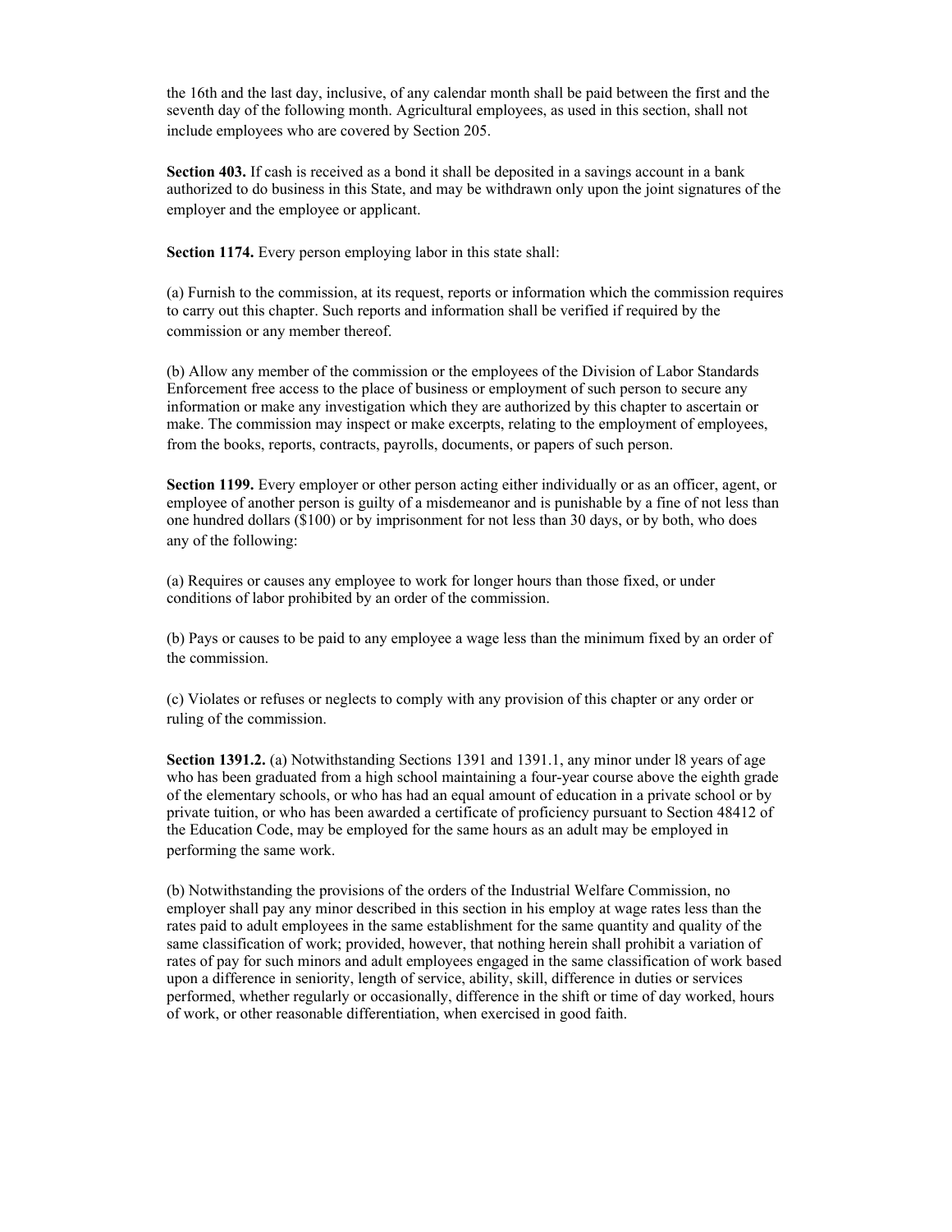the 16th and the last day, inclusive, of any calendar month shall be paid between the first and the seventh day of the following month. Agricultural employees, as used in this section, shall not include employees who are covered by Section 205.

**Section 403.** If cash is received as a bond it shall be deposited in a savings account in a bank authorized to do business in this State, and may be withdrawn only upon the joint signatures of the employer and the employee or applicant.

**Section 1174.** Every person employing labor in this state shall:

(a) Furnish to the commission, at its request, reports or information which the commission requires to carry out this chapter. Such reports and information shall be verified if required by the commission or any member thereof.

(b) Allow any member of the commission or the employees of the Division of Labor Standards Enforcement free access to the place of business or employment of such person to secure any information or make any investigation which they are authorized by this chapter to ascertain or make. The commission may inspect or make excerpts, relating to the employment of employees, from the books, reports, contracts, payrolls, documents, or papers of such person.

**Section 1199.** Every employer or other person acting either individually or as an officer, agent, or employee of another person is guilty of a misdemeanor and is punishable by a fine of not less than one hundred dollars ($100) or by imprisonment for not less than 30 days, or by both, who does any of the following:

(a) Requires or causes any employee to work for longer hours than those fixed, or under conditions of labor prohibited by an order of the commission.

(b) Pays or causes to be paid to any employee a wage less than the minimum fixed by an order of the commission.

(c) Violates or refuses or neglects to comply with any provision of this chapter or any order or ruling of the commission.

**Section 1391.2.** (a) Notwithstanding Sections 1391 and 1391.1, any minor under l8 years of age who has been graduated from a high school maintaining a four-year course above the eighth grade of the elementary schools, or who has had an equal amount of education in a private school or by private tuition, or who has been awarded a certificate of proficiency pursuant to Section 48412 of the Education Code, may be employed for the same hours as an adult may be employed in performing the same work.

(b) Notwithstanding the provisions of the orders of the Industrial Welfare Commission, no employer shall pay any minor described in this section in his employ at wage rates less than the rates paid to adult employees in the same establishment for the same quantity and quality of the same classification of work; provided, however, that nothing herein shall prohibit a variation of rates of pay for such minors and adult employees engaged in the same classification of work based upon a difference in seniority, length of service, ability, skill, difference in duties or services performed, whether regularly or occasionally, difference in the shift or time of day worked, hours of work, or other reasonable differentiation, when exercised in good faith.